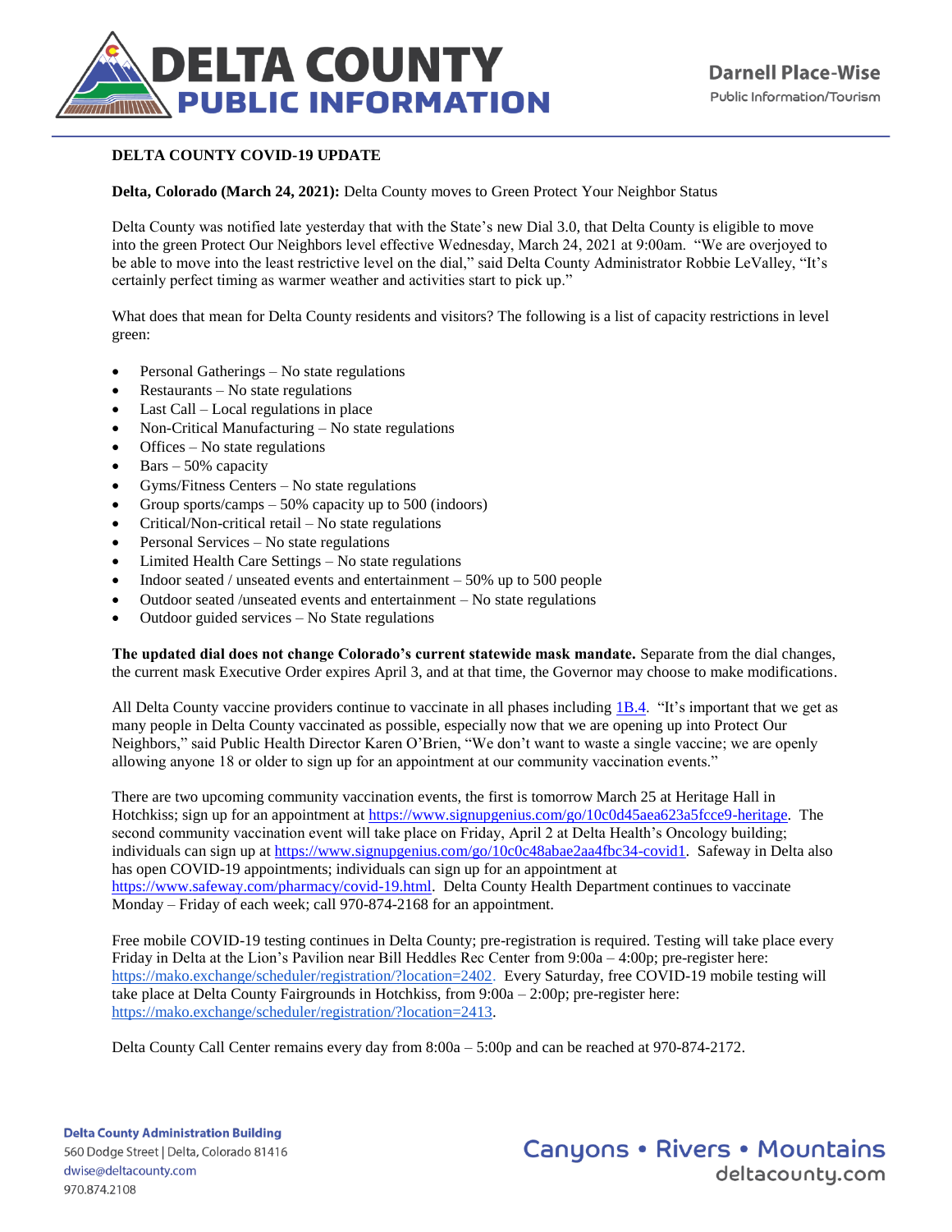# DELTA COUNTY PUBLIC INFORMATION

Darnell Place-Wise
Public Information/Tourism

**DELTA COUNTY COVID-19 UPDATE**

**Delta, Colorado (March 24, 2021):** Delta County moves to Green Protect Your Neighbor Status

Delta County was notified late yesterday that with the State's new Dial 3.0, that Delta County is eligible to move into the green Protect Our Neighbors level effective Wednesday, March 24, 2021 at 9:00am. "We are overjoyed to be able to move into the least restrictive level on the dial," said Delta County Administrator Robbie LeValley, "It's certainly perfect timing as warmer weather and activities start to pick up."

What does that mean for Delta County residents and visitors? The following is a list of capacity restrictions in level green:

- Personal Gatherings – No state regulations
- Restaurants – No state regulations
- Last Call – Local regulations in place
- Non-Critical Manufacturing – No state regulations
- Offices – No state regulations
- Bars – 50% capacity
- Gyms/Fitness Centers – No state regulations
- Group sports/camps – 50% capacity up to 500 (indoors)
- Critical/Non-critical retail – No state regulations
- Personal Services – No state regulations
- Limited Health Care Settings – No state regulations
- Indoor seated / unseated events and entertainment – 50% up to 500 people
- Outdoor seated /unseated events and entertainment – No state regulations
- Outdoor guided services – No State regulations

**The updated dial does not change Colorado's current statewide mask mandate.** Separate from the dial changes, the current mask Executive Order expires April 3, and at that time, the Governor may choose to make modifications.

All Delta County vaccine providers continue to vaccinate in all phases including 1B.4. "It's important that we get as many people in Delta County vaccinated as possible, especially now that we are opening up into Protect Our Neighbors," said Public Health Director Karen O'Brien, "We don't want to waste a single vaccine; we are openly allowing anyone 18 or older to sign up for an appointment at our community vaccination events."

There are two upcoming community vaccination events, the first is tomorrow March 25 at Heritage Hall in Hotchkiss; sign up for an appointment at https://www.signupgenius.com/go/10c0d45aea623a5fcce9-heritage. The second community vaccination event will take place on Friday, April 2 at Delta Health's Oncology building; individuals can sign up at https://www.signupgenius.com/go/10c0c48abae2aa4fbc34-covid1. Safeway in Delta also has open COVID-19 appointments; individuals can sign up for an appointment at https://www.safeway.com/pharmacy/covid-19.html. Delta County Health Department continues to vaccinate Monday – Friday of each week; call 970-874-2168 for an appointment.

Free mobile COVID-19 testing continues in Delta County; pre-registration is required. Testing will take place every Friday in Delta at the Lion's Pavilion near Bill Heddles Rec Center from 9:00a – 4:00p; pre-register here: https://mako.exchange/scheduler/registration/?location=2402. Every Saturday, free COVID-19 mobile testing will take place at Delta County Fairgrounds in Hotchkiss, from 9:00a – 2:00p; pre-register here: https://mako.exchange/scheduler/registration/?location=2413.

Delta County Call Center remains every day from 8:00a – 5:00p and can be reached at 970-874-2172.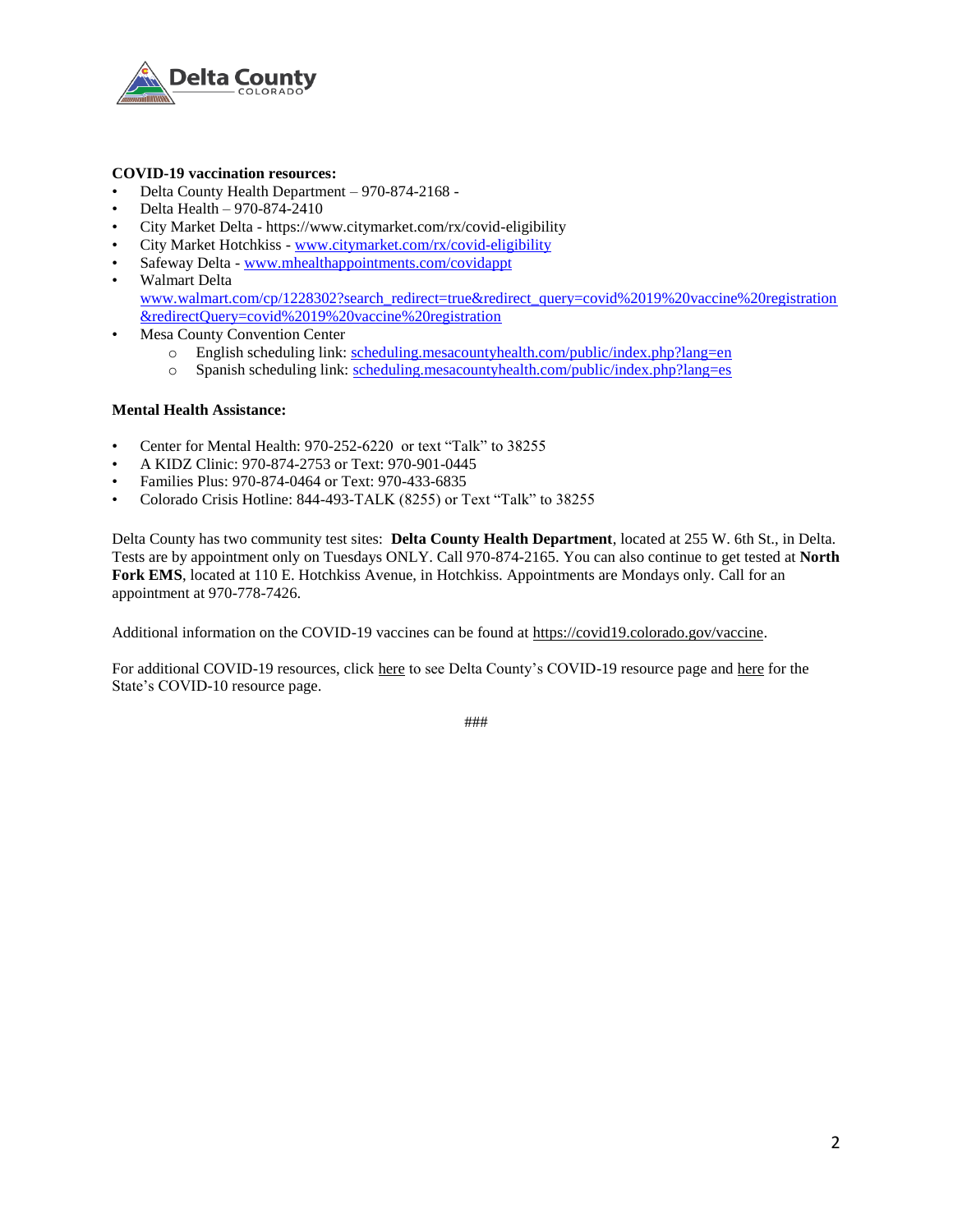**COVID-19 vaccination resources:**

- Delta County Health Department – 970-874-2168 -
- Delta Health – 970-874-2410
- City Market Delta - https://www.citymarket.com/rx/covid-eligibility
- City Market Hotchkiss - www.citymarket.com/rx/covid-eligibility
- Safeway Delta - www.mhealthappointments.com/covidappt
- Walmart Delta
  www.walmart.com/cp/1228302?search_redirect=true&redirect_query=covid%2019%20vaccine%20registration&redirectQuery=covid%2019%20vaccine%20registration
- Mesa County Convention Center
  - English scheduling link: scheduling.mesacountyhealth.com/public/index.php?lang=en
  - Spanish scheduling link: scheduling.mesacountyhealth.com/public/index.php?lang=es

**Mental Health Assistance:**

- Center for Mental Health: 970-252-6220 or text "Talk" to 38255
- A KIDZ Clinic: 970-874-2753 or Text: 970-901-0445
- Families Plus: 970-874-0464 or Text: 970-433-6835
- Colorado Crisis Hotline: 844-493-TALK (8255) or Text "Talk" to 38255

Delta County has two community test sites: **Delta County Health Department**, located at 255 W. 6th St., in Delta. Tests are by appointment only on Tuesdays ONLY. Call 970-874-2165. You can also continue to get tested at **North Fork EMS**, located at 110 E. Hotchkiss Avenue, in Hotchkiss. Appointments are Mondays only. Call for an appointment at 970-778-7426.

Additional information on the COVID-19 vaccines can be found at https://covid19.colorado.gov/vaccine.

For additional COVID-19 resources, click here to see Delta County's COVID-19 resource page and here for the State's COVID-10 resource page.

###